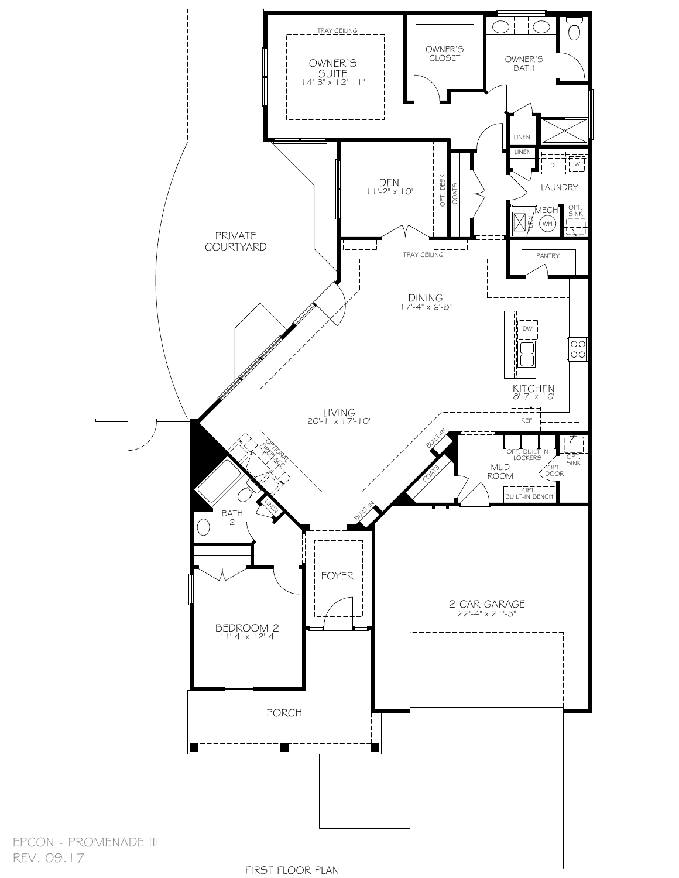OWNER'S SUITE
14'-3" x 12'-11"

TRAY CEILING

OWNER'S CLOSET

OWNER'S BATH

LINEN

LINEN

D

W

LAUNDRY

MECH

WH

OPT. SINK

DEN
11'-2" x 10'

OPT. DESK

COATS

PRIVATE COURTYARD

TRAY CEILING

PANTRY

DINING
17'-4" x 6'-8"

DW

KITCHEN
8'-7" x 16'

REF

LIVING
20'-1" x 17'-10"

OPTIONAL FIREPLACE

BUILT-IN

OPT. BUILT-IN LOCKERS

OPT. SINK

OPT. DOOR

MUD ROOM

COATS

OPT. BUILT-IN BENCH

BATH 2

LINEN

BUILT-IN

FOYER

BEDROOM 2
11'-4" x 12'-4"

2 CAR GARAGE
22'-4" x 21'-3"

PORCH

EPCON - PROMENADE III
REV. 09.17

FIRST FLOOR PLAN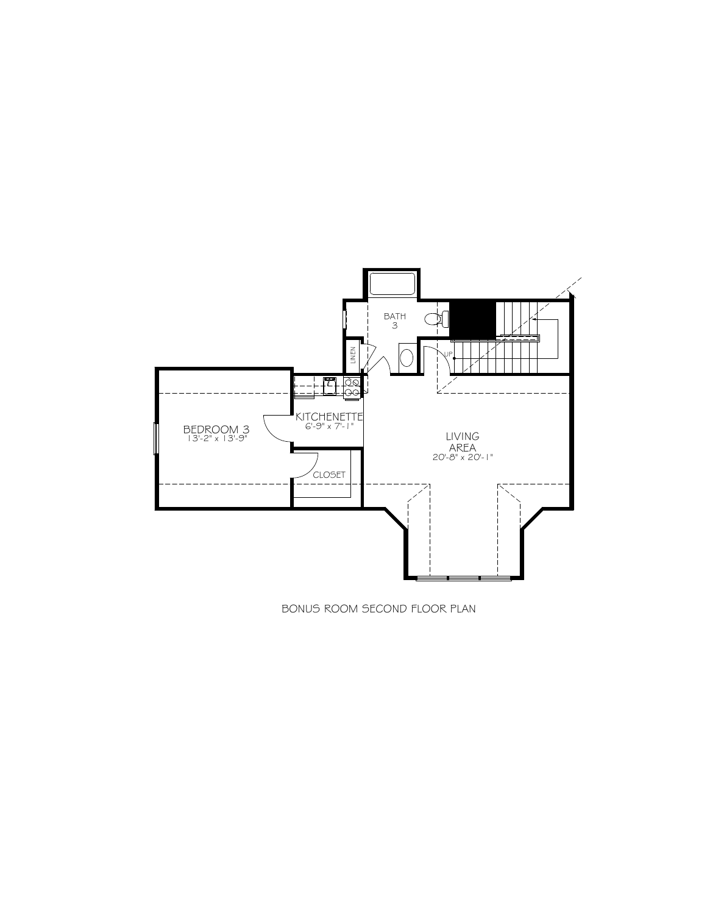BATH 3

LINEN

UP

BEDROOM 3
13'-2" x 13'-9"

KITCHENETTE
6'-9" x 7'-1"

CLOSET

LIVING AREA
20'-8" x 20'-1"

BONUS ROOM SECOND FLOOR PLAN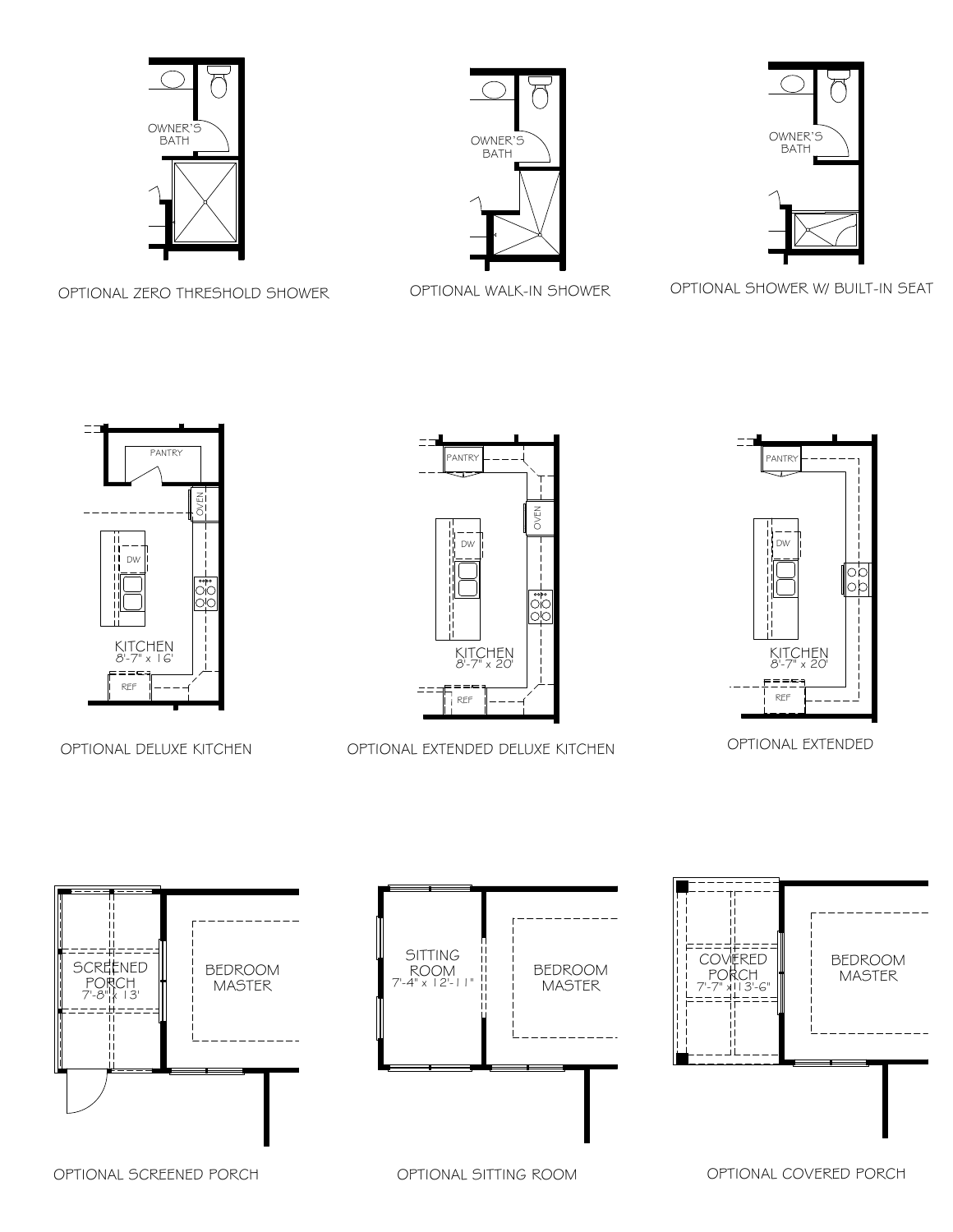OWNER'S BATH

OPTIONAL ZERO THRESHOLD SHOWER

OWNER'S BATH

OPTIONAL WALK-IN SHOWER

OWNER'S BATH

OPTIONAL SHOWER W/ BUILT-IN SEAT

PANTRY

OVEN

DW

KITCHEN
8'-7" x 16'

REF

OPTIONAL DELUXE KITCHEN

PANTRY

OVEN

DW

KITCHEN
8'-7" x 20'

REF

OPTIONAL EXTENDED DELUXE KITCHEN

PANTRY

DW

KITCHEN
8'-7" x 20'

REF

OPTIONAL EXTENDED

SCREENED PORCH
7'-8" x 13'

BEDROOM MASTER

OPTIONAL SCREENED PORCH

SITTING ROOM
7'-4" x 12'-11"

BEDROOM MASTER

OPTIONAL SITTING ROOM

COVERED PORCH
7'-7" x 13'-6"

BEDROOM MASTER

OPTIONAL COVERED PORCH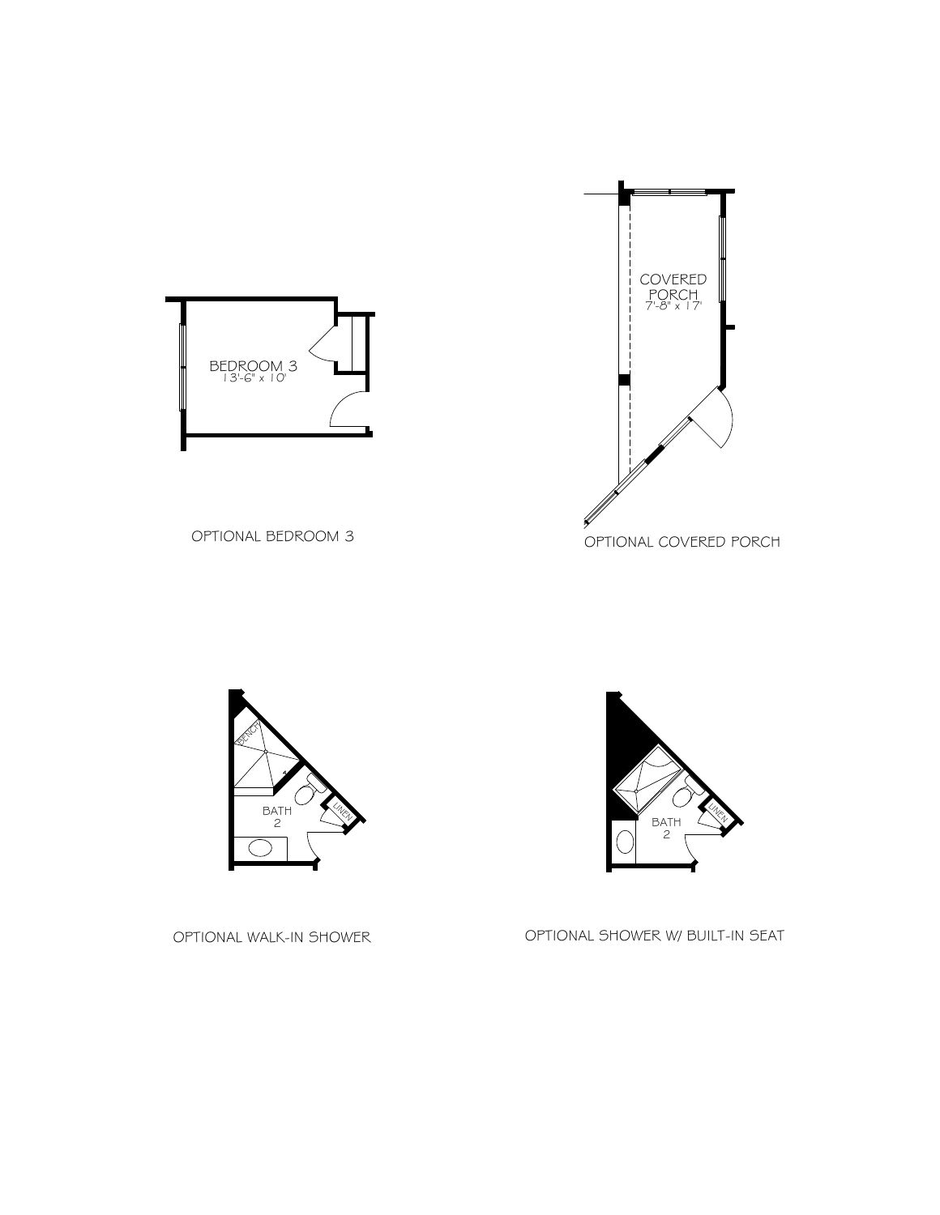BEDROOM 3
13'-6" x 10'

OPTIONAL BEDROOM 3

COVERED PORCH
7'-8" x 17'

OPTIONAL COVERED PORCH

BENCH

BATH 2

LINEN

OPTIONAL WALK-IN SHOWER

BATH 2

LINEN

OPTIONAL SHOWER W/ BUILT-IN SEAT